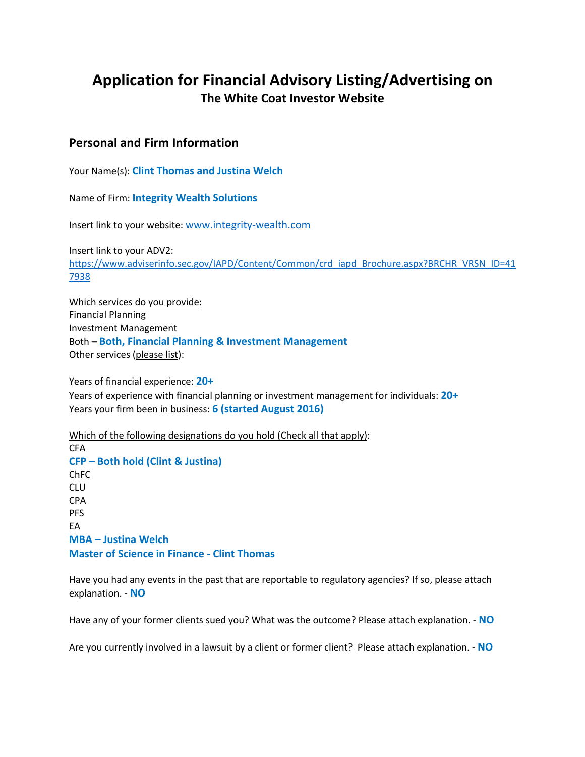# Application for Financial Advisory Listing/Advertising on

## The White Coat Investor Website

### Personal and Firm Information

Your Name(s): **Clint Thomas and Justina Welch**

Name of Firm: **Integrity Wealth Solutions**

Insert link to your website: www.integrity-wealth.com

Insert link to your ADV2:
https://www.adviserinfo.sec.gov/IAPD/Content/Common/crd_iapd_Brochure.aspx?BRCHR_VRSN_ID=417938

Which services do you provide:
Financial Planning
Investment Management
Both – **Both, Financial Planning & Investment Management**
Other services (please list):

Years of financial experience: **20+**
Years of experience with financial planning or investment management for individuals: **20+**
Years your firm been in business: **6 (started August 2016)**

Which of the following designations do you hold (Check all that apply):
CFA
**CFP – Both hold (Clint & Justina)**
ChFC
CLU
CPA
PFS
EA
**MBA – Justina Welch**
**Master of Science in Finance - Clint Thomas**

Have you had any events in the past that are reportable to regulatory agencies? If so, please attach explanation. - **NO**

Have any of your former clients sued you? What was the outcome? Please attach explanation. - **NO**

Are you currently involved in a lawsuit by a client or former client? Please attach explanation. - **NO**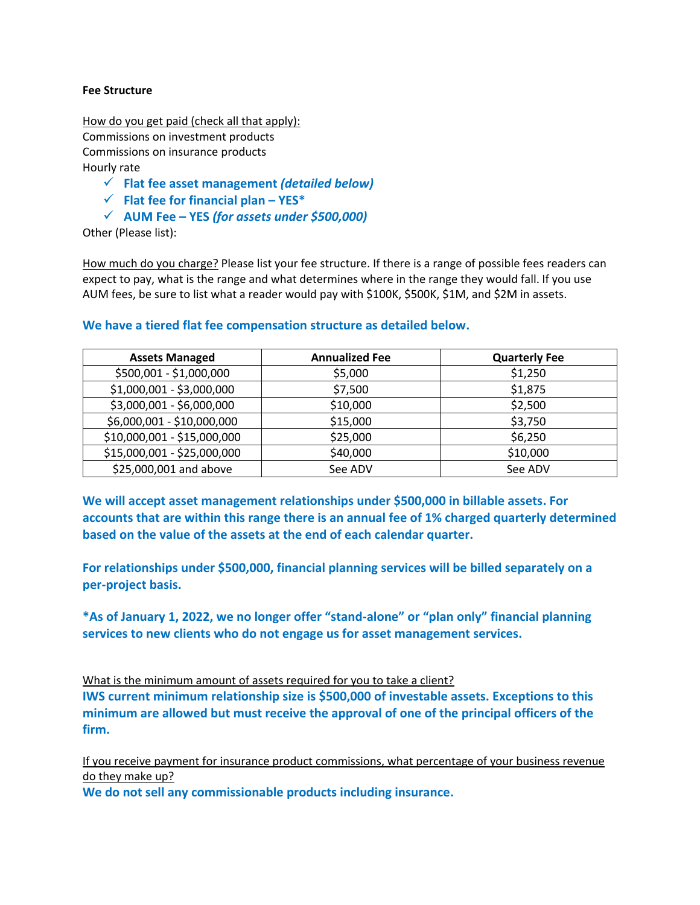**Fee Structure**

How do you get paid (check all that apply):

Commissions on investment products

Commissions on insurance products

Hourly rate

- ✓ **Flat fee asset management *(detailed below)***
- ✓ **Flat fee for financial plan – YES***
- ✓ **AUM Fee – YES *(for assets under $500,000)***

Other (Please list):

How much do you charge? Please list your fee structure. If there is a range of possible fees readers can expect to pay, what is the range and what determines where in the range they would fall. If you use AUM fees, be sure to list what a reader would pay with $100K, $500K, $1M, and $2M in assets.

**We have a tiered flat fee compensation structure as detailed below.**

| Assets Managed | Annualized Fee | Quarterly Fee |
|---|---|---|
| $500,001 - $1,000,000 | $5,000 | $1,250 |
| $1,000,001 - $3,000,000 | $7,500 | $1,875 |
| $3,000,001 - $6,000,000 | $10,000 | $2,500 |
| $6,000,001 - $10,000,000 | $15,000 | $3,750 |
| $10,000,001 - $15,000,000 | $25,000 | $6,250 |
| $15,000,001 - $25,000,000 | $40,000 | $10,000 |
| $25,000,001 and above | See ADV | See ADV |

**We will accept asset management relationships under $500,000 in billable assets. For accounts that are within this range there is an annual fee of 1% charged quarterly determined based on the value of the assets at the end of each calendar quarter.**

**For relationships under $500,000, financial planning services will be billed separately on a per-project basis.**

***As of January 1, 2022, we no longer offer "stand-alone" or "plan only" financial planning services to new clients who do not engage us for asset management services.**

What is the minimum amount of assets required for you to take a client?

**IWS current minimum relationship size is $500,000 of investable assets. Exceptions to this minimum are allowed but must receive the approval of one of the principal officers of the firm.**

If you receive payment for insurance product commissions, what percentage of your business revenue do they make up?

**We do not sell any commissionable products including insurance.**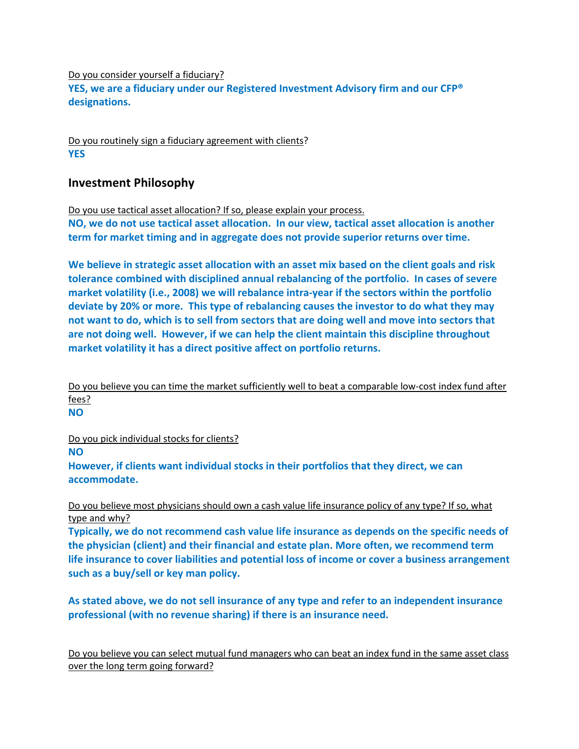Do you consider yourself a fiduciary?

**YES, we are a fiduciary under our Registered Investment Advisory firm and our CFP® designations.**

Do you routinely sign a fiduciary agreement with clients?

**YES**

## Investment Philosophy

Do you use tactical asset allocation? If so, please explain your process.

**NO, we do not use tactical asset allocation. In our view, tactical asset allocation is another term for market timing and in aggregate does not provide superior returns over time.**

**We believe in strategic asset allocation with an asset mix based on the client goals and risk tolerance combined with disciplined annual rebalancing of the portfolio. In cases of severe market volatility (i.e., 2008) we will rebalance intra-year if the sectors within the portfolio deviate by 20% or more. This type of rebalancing causes the investor to do what they may not want to do, which is to sell from sectors that are doing well and move into sectors that are not doing well. However, if we can help the client maintain this discipline throughout market volatility it has a direct positive affect on portfolio returns.**

Do you believe you can time the market sufficiently well to beat a comparable low-cost index fund after fees?

**NO**

Do you pick individual stocks for clients?

**NO**

**However, if clients want individual stocks in their portfolios that they direct, we can accommodate.**

Do you believe most physicians should own a cash value life insurance policy of any type? If so, what type and why?

**Typically, we do not recommend cash value life insurance as depends on the specific needs of the physician (client) and their financial and estate plan. More often, we recommend term life insurance to cover liabilities and potential loss of income or cover a business arrangement such as a buy/sell or key man policy.**

**As stated above, we do not sell insurance of any type and refer to an independent insurance professional (with no revenue sharing) if there is an insurance need.**

Do you believe you can select mutual fund managers who can beat an index fund in the same asset class over the long term going forward?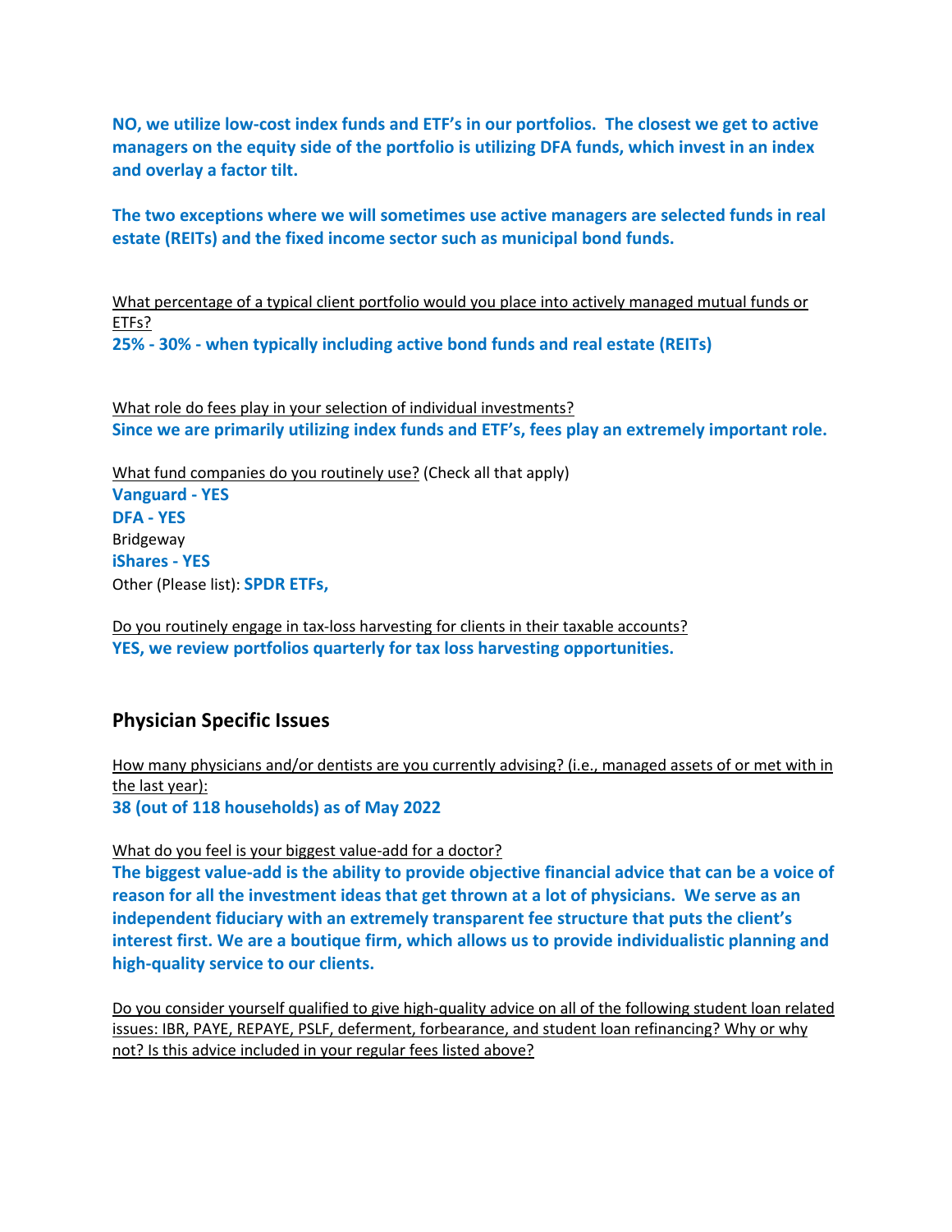**NO, we utilize low-cost index funds and ETF's in our portfolios. The closest we get to active managers on the equity side of the portfolio is utilizing DFA funds, which invest in an index and overlay a factor tilt.**

**The two exceptions where we will sometimes use active managers are selected funds in real estate (REITs) and the fixed income sector such as municipal bond funds.**

<u>What percentage of a typical client portfolio would you place into actively managed mutual funds or ETFs?</u>
**25% - 30% - when typically including active bond funds and real estate (REITs)**

<u>What role do fees play in your selection of individual investments?</u>
**Since we are primarily utilizing index funds and ETF's, fees play an extremely important role.**

<u>What fund companies do you routinely use?</u> (Check all that apply)
**Vanguard - YES**
**DFA - YES**
Bridgeway
**iShares - YES**
Other (Please list): **SPDR ETFs,**

<u>Do you routinely engage in tax-loss harvesting for clients in their taxable accounts?</u>
**YES, we review portfolios quarterly for tax loss harvesting opportunities.**

## Physician Specific Issues

<u>How many physicians and/or dentists are you currently advising? (i.e., managed assets of or met with in the last year):</u>
**38 (out of 118 households) as of May 2022**

<u>What do you feel is your biggest value-add for a doctor?</u>
**The biggest value-add is the ability to provide objective financial advice that can be a voice of reason for all the investment ideas that get thrown at a lot of physicians. We serve as an independent fiduciary with an extremely transparent fee structure that puts the client's interest first. We are a boutique firm, which allows us to provide individualistic planning and high-quality service to our clients.**

<u>Do you consider yourself qualified to give high-quality advice on all of the following student loan related issues: IBR, PAYE, REPAYE, PSLF, deferment, forbearance, and student loan refinancing? Why or why not? Is this advice included in your regular fees listed above?</u>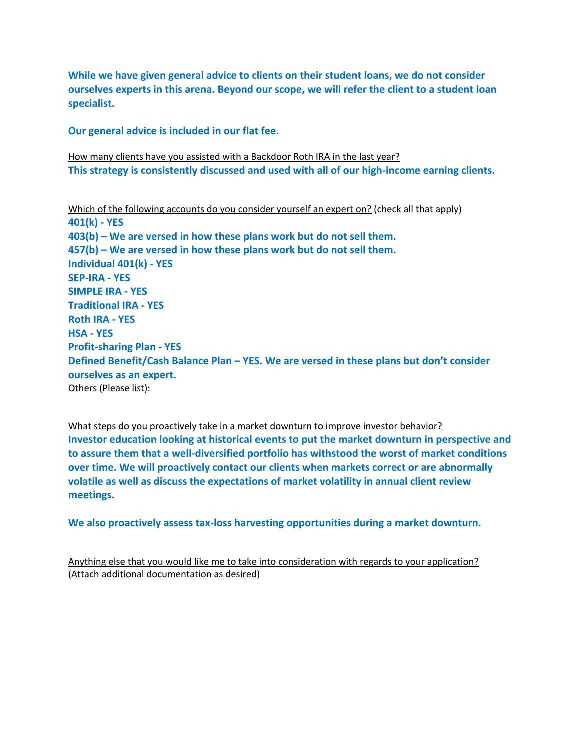**While we have given general advice to clients on their student loans, we do not consider ourselves experts in this arena. Beyond our scope, we will refer the client to a student loan specialist.**

**Our general advice is included in our flat fee.**

<u>How many clients have you assisted with a Backdoor Roth IRA in the last year?</u>
**This strategy is consistently discussed and used with all of our high-income earning clients.**

<u>Which of the following accounts do you consider yourself an expert on?</u> (check all that apply)
**401(k) - YES**
**403(b) – We are versed in how these plans work but do not sell them.**
**457(b) – We are versed in how these plans work but do not sell them.**
**Individual 401(k) - YES**
**SEP-IRA - YES**
**SIMPLE IRA - YES**
**Traditional IRA - YES**
**Roth IRA - YES**
**HSA - YES**
**Profit-sharing Plan - YES**
**Defined Benefit/Cash Balance Plan – YES. We are versed in these plans but don't consider ourselves as an expert.**
Others (Please list):

<u>What steps do you proactively take in a market downturn to improve investor behavior?</u>
**Investor education looking at historical events to put the market downturn in perspective and to assure them that a well-diversified portfolio has withstood the worst of market conditions over time. We will proactively contact our clients when markets correct or are abnormally volatile as well as discuss the expectations of market volatility in annual client review meetings.**

**We also proactively assess tax-loss harvesting opportunities during a market downturn.**

<u>Anything else that you would like me to take into consideration with regards to your application? (Attach additional documentation as desired)</u>